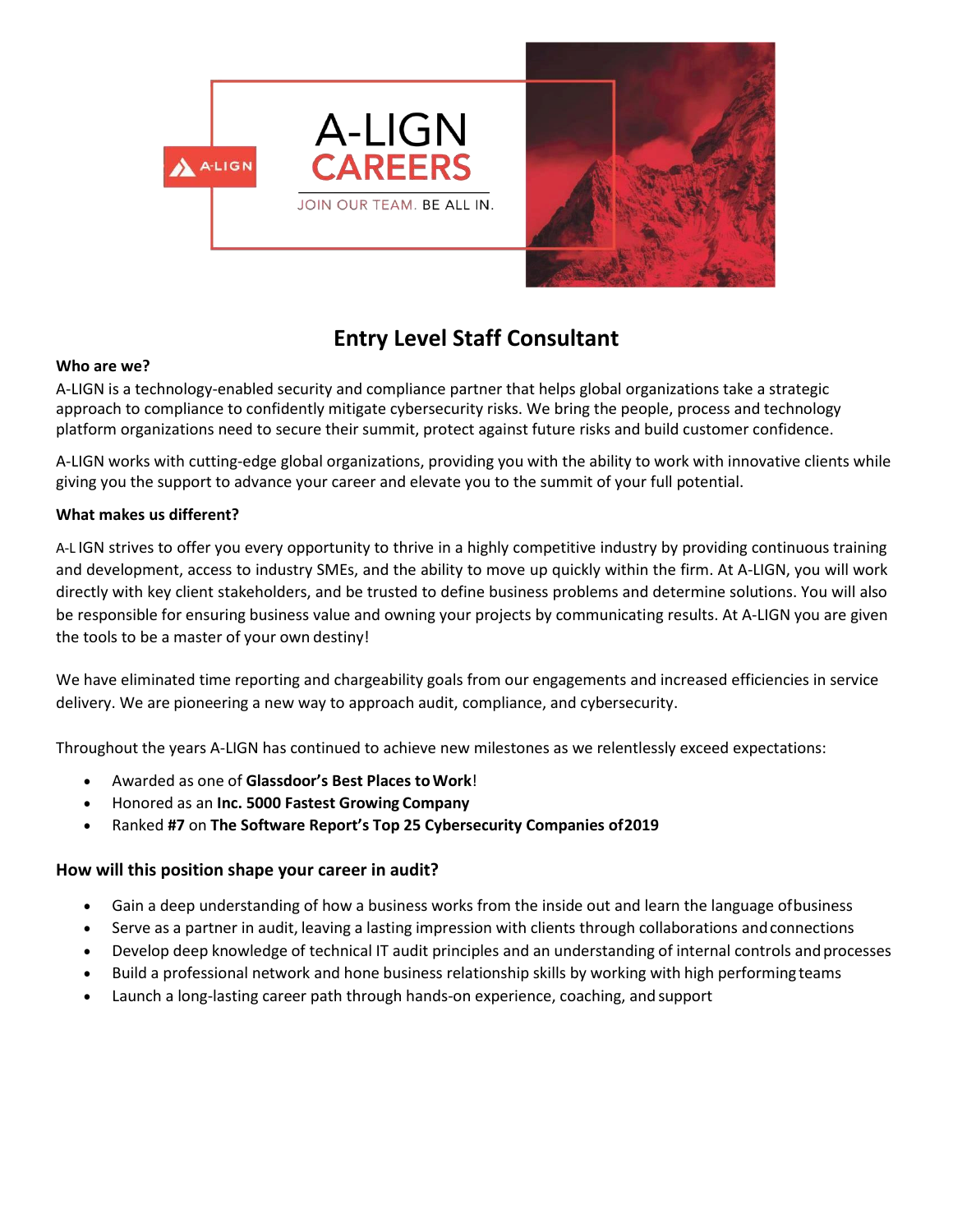# Entry Level Staff Consultant

**Who are we?**

A-LIGN is a technology-enabled security and compliance partner that helps global organizations take a strategic approach to compliance to confidently mitigate cybersecurity risks. We bring the people, process and technology platform organizations need to secure their summit, protect against future risks and build customer confidence.

A-LIGN works with cutting-edge global organizations, providing you with the ability to work with innovative clients while giving you the support to advance your career and elevate you to the summit of your full potential.

**What makes us different?**

A-LIGN strives to offer you every opportunity to thrive in a highly competitive industry by providing continuous training and development, access to industry SMEs, and the ability to move up quickly within the firm. At A-LIGN, you will work directly with key client stakeholders, and be trusted to define business problems and determine solutions. You will also be responsible for ensuring business value and owning your projects by communicating results. At A-LIGN you are given the tools to be a master of your own destiny!

We have eliminated time reporting and chargeability goals from our engagements and increased efficiencies in service delivery. We are pioneering a new way to approach audit, compliance, and cybersecurity.

Throughout the years A-LIGN has continued to achieve new milestones as we relentlessly exceed expectations:

- Awarded as one of **Glassdoor's Best Places to Work**!
- Honored as an **Inc. 5000 Fastest Growing Company**
- Ranked **#7** on **The Software Report's Top 25 Cybersecurity Companies of 2019**

### How will this position shape your career in audit?

- Gain a deep understanding of how a business works from the inside out and learn the language of business
- Serve as a partner in audit, leaving a lasting impression with clients through collaborations and connections
- Develop deep knowledge of technical IT audit principles and an understanding of internal controls and processes
- Build a professional network and hone business relationship skills by working with high performing teams
- Launch a long-lasting career path through hands-on experience, coaching, and support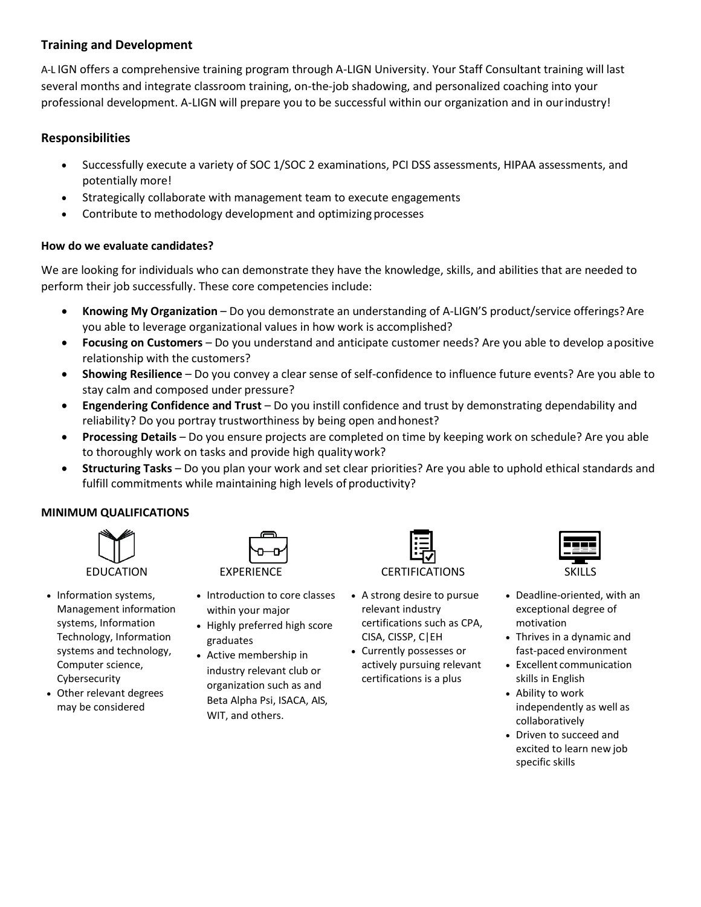## Training and Development

A-L IGN offers a comprehensive training program through A-LIGN University. Your Staff Consultant training will last several months and integrate classroom training, on-the-job shadowing, and personalized coaching into your professional development. A-LIGN will prepare you to be successful within our organization and in our industry!

## Responsibilities

- Successfully execute a variety of SOC 1/SOC 2 examinations, PCI DSS assessments, HIPAA assessments, and potentially more!
- Strategically collaborate with management team to execute engagements
- Contribute to methodology development and optimizing processes

### How do we evaluate candidates?

We are looking for individuals who can demonstrate they have the knowledge, skills, and abilities that are needed to perform their job successfully. These core competencies include:

- **Knowing My Organization** – Do you demonstrate an understanding of A-LIGN'S product/service offerings? Are you able to leverage organizational values in how work is accomplished?
- **Focusing on Customers** – Do you understand and anticipate customer needs? Are you able to develop a positive relationship with the customers?
- **Showing Resilience** – Do you convey a clear sense of self-confidence to influence future events? Are you able to stay calm and composed under pressure?
- **Engendering Confidence and Trust** – Do you instill confidence and trust by demonstrating dependability and reliability? Do you portray trustworthiness by being open and honest?
- **Processing Details** – Do you ensure projects are completed on time by keeping work on schedule? Are you able to thoroughly work on tasks and provide high quality work?
- **Structuring Tasks** – Do you plan your work and set clear priorities? Are you able to uphold ethical standards and fulfill commitments while maintaining high levels of productivity?

### MINIMUM QUALIFICATIONS

#### EDUCATION

- Information systems, Management information systems, Information Technology, Information systems and technology, Computer science, Cybersecurity
- Other relevant degrees may be considered

#### EXPERIENCE

- Introduction to core classes within your major
- Highly preferred high score graduates
- Active membership in industry relevant club or organization such as and Beta Alpha Psi, ISACA, AIS, WIT, and others.

#### CERTIFICATIONS

- A strong desire to pursue relevant industry certifications such as CPA, CISA, CISSP, C|EH
- Currently possesses or actively pursuing relevant certifications is a plus

#### SKILLS

- Deadline-oriented, with an exceptional degree of motivation
- Thrives in a dynamic and fast-paced environment
- Excellent communication skills in English
- Ability to work independently as well as collaboratively
- Driven to succeed and excited to learn new job specific skills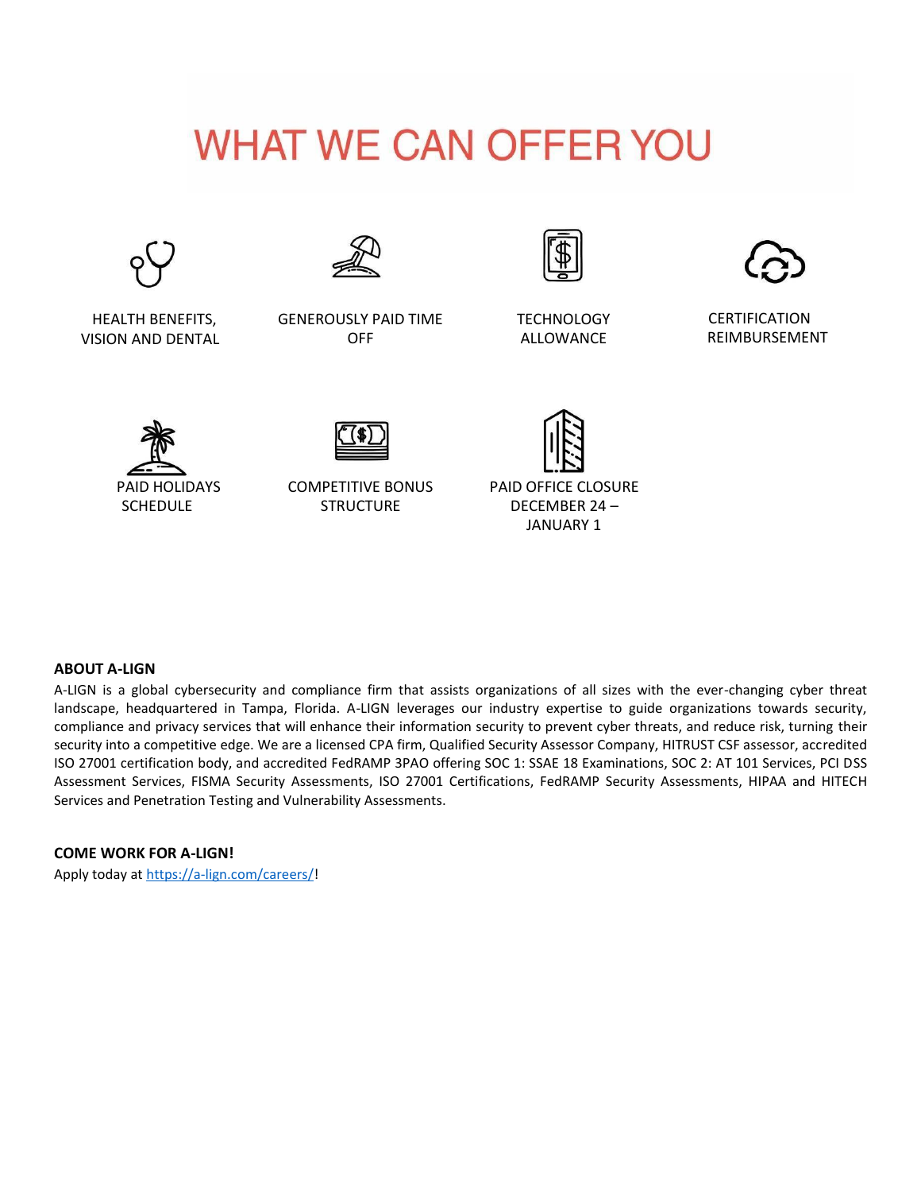# WHAT WE CAN OFFER YOU

- HEALTH BENEFITS, VISION AND DENTAL
- GENEROUSLY PAID TIME OFF
- TECHNOLOGY ALLOWANCE
- CERTIFICATION REIMBURSEMENT
- PAID HOLIDAYS SCHEDULE
- COMPETITIVE BONUS STRUCTURE
- PAID OFFICE CLOSURE DECEMBER 24 – JANUARY 1

**ABOUT A-LIGN**

A-LIGN is a global cybersecurity and compliance firm that assists organizations of all sizes with the ever-changing cyber threat landscape, headquartered in Tampa, Florida. A-LIGN leverages our industry expertise to guide organizations towards security, compliance and privacy services that will enhance their information security to prevent cyber threats, and reduce risk, turning their security into a competitive edge. We are a licensed CPA firm, Qualified Security Assessor Company, HITRUST CSF assessor, accredited ISO 27001 certification body, and accredited FedRAMP 3PAO offering SOC 1: SSAE 18 Examinations, SOC 2: AT 101 Services, PCI DSS Assessment Services, FISMA Security Assessments, ISO 27001 Certifications, FedRAMP Security Assessments, HIPAA and HITECH Services and Penetration Testing and Vulnerability Assessments.

**COME WORK FOR A-LIGN!**

Apply today at https://a-lign.com/careers/!